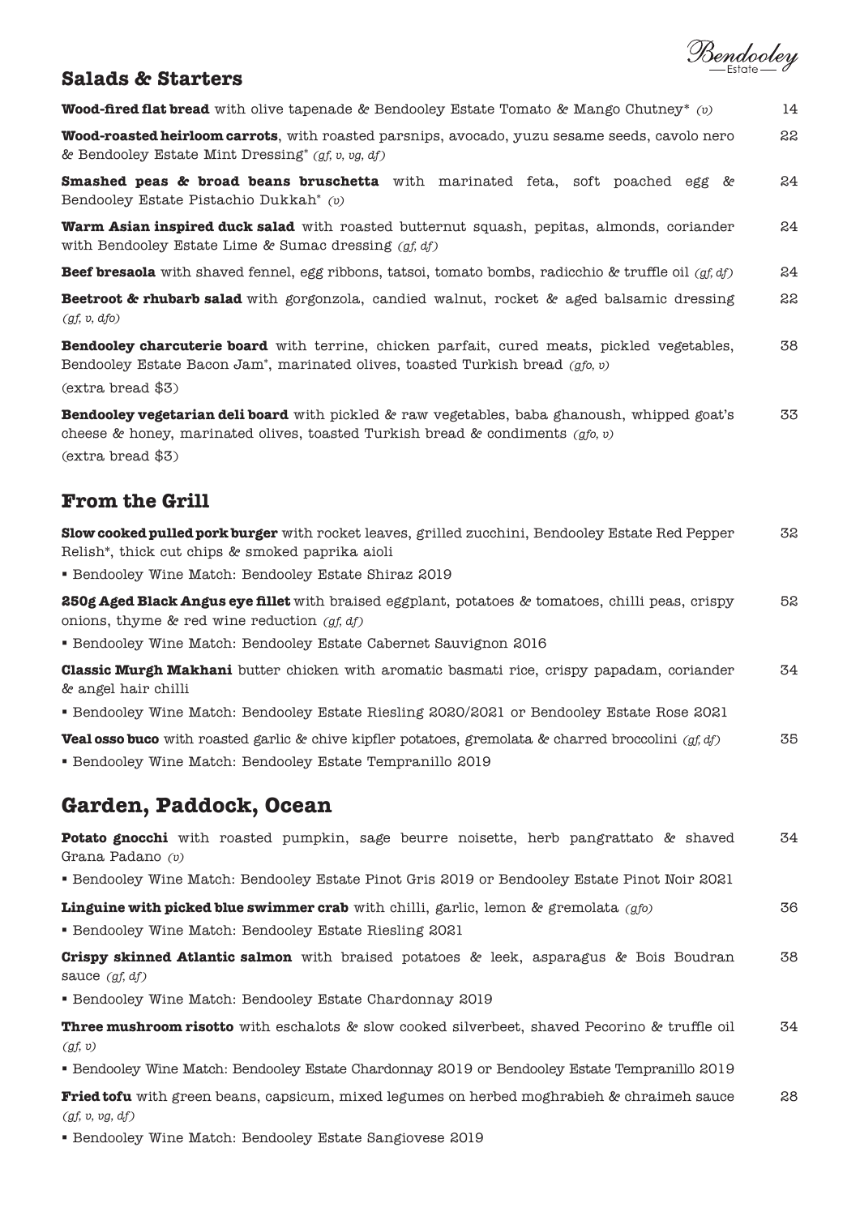Bendooley Estate

## Salads & Starters

**Wood-fired flat bread** with olive tapenade & Bendooley Estate Tomato & Mango Chutney* *(v)* 14

**Wood-roasted heirloom carrots**, with roasted parsnips, avocado, yuzu sesame seeds, cavolo nero & Bendooley Estate Mint Dressing* *(gf, v, vg, df)* 22

**Smashed peas & broad beans bruschetta** with marinated feta, soft poached egg & Bendooley Estate Pistachio Dukkah* *(v)* 24

**Warm Asian inspired duck salad** with roasted butternut squash, pepitas, almonds, coriander with Bendooley Estate Lime & Sumac dressing *(gf, df)* 24

**Beef bresaola** with shaved fennel, egg ribbons, tatsoi, tomato bombs, radicchio & truffle oil *(gf, df)* 24

**Beetroot & rhubarb salad** with gorgonzola, candied walnut, rocket & aged balsamic dressing *(gf, v, dfo)* 22

**Bendooley charcuterie board** with terrine, chicken parfait, cured meats, pickled vegetables, Bendooley Estate Bacon Jam*, marinated olives, toasted Turkish bread *(gfo, v)* 38

(extra bread $3)

**Bendooley vegetarian deli board** with pickled & raw vegetables, baba ghanoush, whipped goat's cheese & honey, marinated olives, toasted Turkish bread & condiments *(gfo, v)* 33

(extra bread $3)

## From the Grill

**Slow cooked pulled pork burger** with rocket leaves, grilled zucchini, Bendooley Estate Red Pepper Relish*, thick cut chips & smoked paprika aioli 32

- Bendooley Wine Match: Bendooley Estate Shiraz 2019

**250g Aged Black Angus eye fillet** with braised eggplant, potatoes & tomatoes, chilli peas, crispy onions, thyme & red wine reduction *(gf, df)* 52

- Bendooley Wine Match: Bendooley Estate Cabernet Sauvignon 2016

**Classic Murgh Makhani** butter chicken with aromatic basmati rice, crispy papadam, coriander & angel hair chilli 34

- Bendooley Wine Match: Bendooley Estate Riesling 2020/2021 or Bendooley Estate Rose 2021

**Veal osso buco** with roasted garlic & chive kipfler potatoes, gremolata & charred broccolini *(gf, df)* 35

- Bendooley Wine Match: Bendooley Estate Tempranillo 2019

## Garden, Paddock, Ocean

**Potato gnocchi** with roasted pumpkin, sage beurre noisette, herb pangrattato & shaved Grana Padano *(v)* 34

- Bendooley Wine Match: Bendooley Estate Pinot Gris 2019 or Bendooley Estate Pinot Noir 2021

**Linguine with picked blue swimmer crab** with chilli, garlic, lemon & gremolata *(gfo)* 36

- Bendooley Wine Match: Bendooley Estate Riesling 2021

**Crispy skinned Atlantic salmon** with braised potatoes & leek, asparagus & Bois Boudran sauce *(gf, df)* 38

- Bendooley Wine Match: Bendooley Estate Chardonnay 2019

**Three mushroom risotto** with eschalots & slow cooked silverbeet, shaved Pecorino & truffle oil *(gf, v)* 34

- Bendooley Wine Match: Bendooley Estate Chardonnay 2019 or Bendooley Estate Tempranillo 2019

**Fried tofu** with green beans, capsicum, mixed legumes on herbed moghrabieh & chraimeh sauce *(gf, v, vg, df)* 28

- Bendooley Wine Match: Bendooley Estate Sangiovese 2019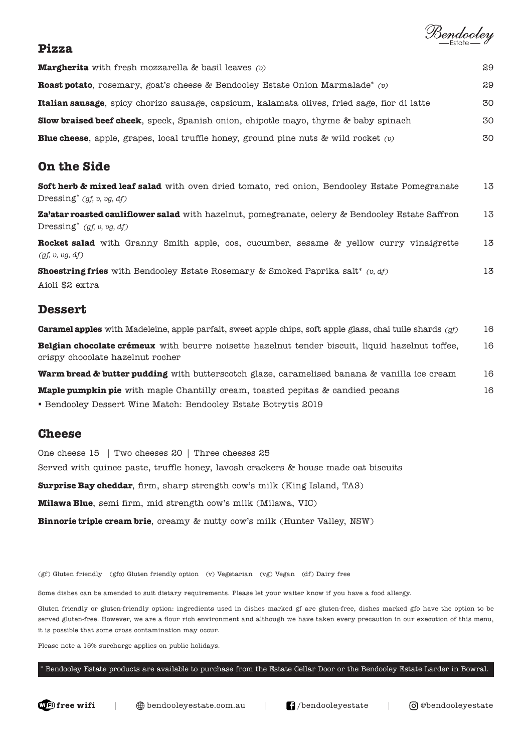## Pizza

**Margherita** with fresh mozzarella & basil leaves *(v)* 29

**Roast potato**, rosemary, goat's cheese & Bendooley Estate Onion Marmalade* *(v)* 29

**Italian sausage**, spicy chorizo sausage, capsicum, kalamata olives, fried sage, fior di latte 30

**Slow braised beef cheek**, speck, Spanish onion, chipotle mayo, thyme & baby spinach 30

**Blue cheese**, apple, grapes, local truffle honey, ground pine nuts & wild rocket *(v)* 30

## On the Side

**Soft herb & mixed leaf salad** with oven dried tomato, red onion, Bendooley Estate Pomegranate Dressing* *(gf, v, vg, df)* 13

**Za'atar roasted cauliflower salad** with hazelnut, pomegranate, celery & Bendooley Estate Saffron Dressing* *(gf, v, vg, df)* 13

**Rocket salad** with Granny Smith apple, cos, cucumber, sesame & yellow curry vinaigrette *(gf, v, vg, df)* 13

**Shoestring fries** with Bendooley Estate Rosemary & Smoked Paprika salt* *(v, df)* 13

Aioli $2 extra

## Dessert

**Caramel apples** with Madeleine, apple parfait, sweet apple chips, soft apple glass, chai tuile shards *(gf)* 16

**Belgian chocolate crémeux** with beurre noisette hazelnut tender biscuit, liquid hazelnut toffee, crispy chocolate hazelnut rocher 16

**Warm bread & butter pudding** with butterscotch glaze, caramelised banana & vanilla ice cream 16

**Maple pumpkin pie** with maple Chantilly cream, toasted pepitas & candied pecans 16

- Bendooley Dessert Wine Match: Bendooley Estate Botrytis 2019

## Cheese

One cheese 15 | Two cheeses 20 | Three cheeses 25

Served with quince paste, truffle honey, lavosh crackers & house made oat biscuits

**Surprise Bay cheddar**, firm, sharp strength cow's milk (King Island, TAS)

**Milawa Blue**, semi firm, mid strength cow's milk (Milawa, VIC)

**Binnorie triple cream brie**, creamy & nutty cow's milk (Hunter Valley, NSW)

(gf) Gluten friendly (gfo) Gluten friendly option (v) Vegetarian (vg) Vegan (df) Dairy free

Some dishes can be amended to suit dietary requirements. Please let your waiter know if you have a food allergy.

Gluten friendly or gluten-friendly option: ingredients used in dishes marked gf are gluten-free, dishes marked gfo have the option to be served gluten-free. However, we are a flour rich environment and although we have taken every precaution in our execution of this menu, it is possible that some cross contamination may occur.

Please note a 15% surcharge applies on public holidays.

* Bendooley Estate products are available to purchase from the Estate Cellar Door or the Bendooley Estate Larder in Bowral.

free wifi | bendooleyestate.com.au | /bendooleyestate | @bendooleyestate